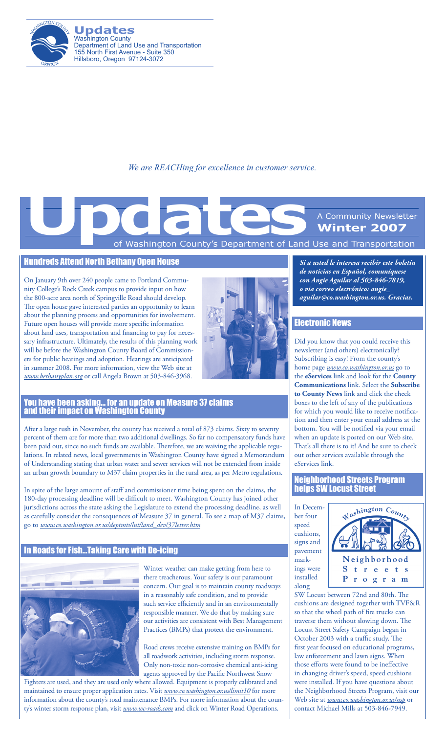**Updates**
Washington County
Department of Land Use and Transportation
155 North First Avenue - Suite 350
Hillsboro, Oregon 97124-3072

*We are REACHing for excellence in customer service.*

# Updates

A Community Newsletter
**Winter 2007**
of Washington County's Department of Land Use and Transportation

## Hundreds Attend North Bethany Open House

On January 9th over 240 people came to Portland Community College's Rock Creek campus to provide input on how the 800-acre area north of Springville Road should develop. The open house gave interested parties an opportunity to learn about the planning process and opportunities for involvement. Future open houses will provide more specific information about land uses, transportation and financing to pay for necessary infrastructure. Ultimately, the results of this planning work will be before the Washington County Board of Commissioners for public hearings and adoption. Hearings are anticipated in summer 2008. For more information, view the Web site at *www.bethanyplan.org* or call Angela Brown at 503-846-3968.

## You have been asking... for an update on Measure 37 claims and their impact on Washington County

After a large rush in November, the county has received a total of 873 claims. Sixty to seventy percent of them are for more than two additional dwellings. So far no compensatory funds have been paid out, since no such funds are available. Therefore, we are waiving the applicable regulations. In related news, local governments in Washington County have signed a Memorandum of Understanding stating that urban water and sewer services will not be extended from inside an urban growth boundary to M37 claim properties in the rural area, as per Metro regulations.

In spite of the large amount of staff and commissioner time being spent on the claims, the 180-day processing deadline will be difficult to meet. Washington County has joined other jurisdictions across the state asking the Legislature to extend the processing deadline, as well as carefully consider the consequences of Measure 37 in general. To see a map of M37 claims, go to *www.co.washington.or.us/deptmts/lut/land_dev/37letter.htm*

## In Roads for Fish...Taking Care with De-icing

Winter weather can make getting from here to there treacherous. Your safety is our paramount concern. Our goal is to maintain county roadways in a reasonably safe condition, and to provide such service efficiently and in an environmentally responsible manner. We do that by making sure our activities are consistent with Best Management Practices (BMPs) that protect the environment.

Road crews receive extensive training on BMPs for all roadwork activities, including storm response. Only non-toxic non-corrosive chemical anti-icing agents approved by the Pacific Northwest Snow Fighters are used, and they are used only where allowed. Equipment is properly calibrated and maintained to ensure proper application rates. Visit *www.co.washington.or.us/limit10* for more information about the county's road maintenance BMPs. For more information about the county's winter storm response plan, visit *www.wc-roads.com* and click on Winter Road Operations.

***Si a usted le interesa recibir este boletín de noticias en Español, comuníquese con Angie Aguilar al 503-846-7819, o via correo electrónico: angie_aguilar@co.washington.or.us. Gracias.***

## Electronic News

Did you know that you could receive this newsletter (and others) electronically? Subscribing is easy! From the county's home page *www.co.washington.or.us* go to the **eServices** link and look for the **County Communications** link. Select the **Subscribe to County News** link and click the check boxes to the left of any of the publications for which you would like to receive notification and then enter your email address at the bottom. You will be notified via your email when an update is posted on our Web site. That's all there is to it! And be sure to check out other services available through the eServices link.

## Neighborhood Streets Program helps SW Locust Street

Washington County Neighborhood Streets Program

In December four speed cushions, signs and pavement markings were installed along SW Locust between 72nd and 80th. The cushions are designed together with TVF&R so that the wheel path of fire trucks can traverse them without slowing down. The Locust Street Safety Campaign began in October 2003 with a traffic study. The first year focused on educational programs, law enforcement and lawn signs. When those efforts were found to be ineffective in changing driver's speed, speed cushions were installed. If you have questions about the Neighborhood Streets Program, visit our Web site at *www.co.washington.or.us/nsp* or contact Michael Mills at 503-846-7949.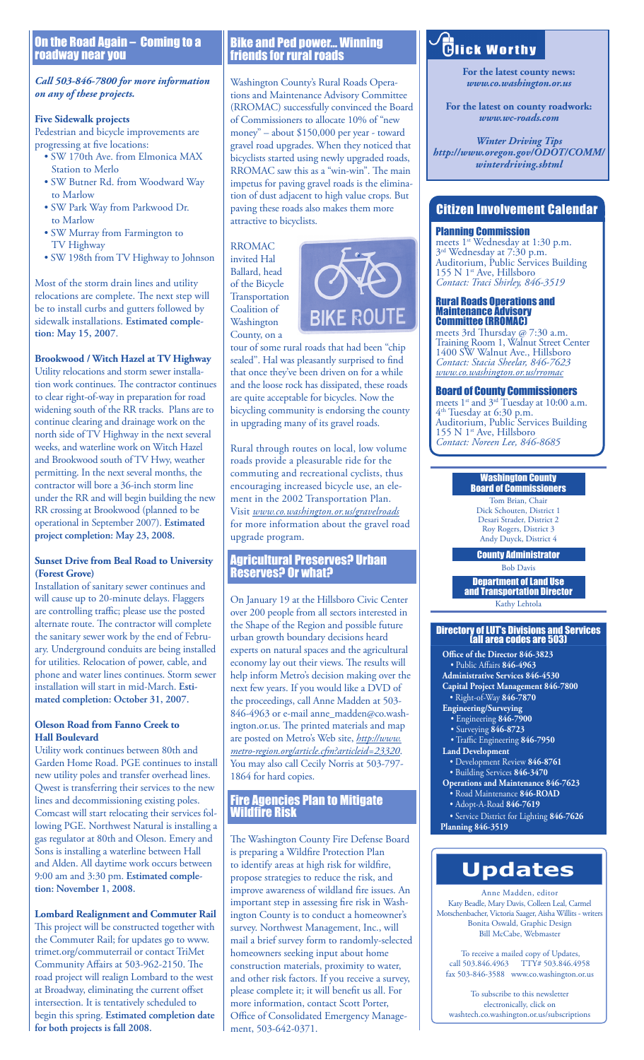## On the Road Again – Coming to a roadway near you

***Call 503-846-7800 for more information on any of these projects.***

**Five Sidewalk projects**

Pedestrian and bicycle improvements are progressing at five locations:

- SW 170th Ave. from Elmonica MAX Station to Merlo
- SW Butner Rd. from Woodward Way to Marlow
- SW Park Way from Parkwood Dr. to Marlow
- SW Murray from Farmington to TV Highway
- SW 198th from TV Highway to Johnson

Most of the storm drain lines and utility relocations are complete. The next step will be to install curbs and gutters followed by sidewalk installations. **Estimated completion: May 15, 2007**.

**Brookwood / Witch Hazel at TV Highway**

Utility relocations and storm sewer installation work continues. The contractor continues to clear right-of-way in preparation for road widening south of the RR tracks. Plans are to continue clearing and drainage work on the north side of TV Highway in the next several weeks, and waterline work on Witch Hazel and Brookwood south of TV Hwy, weather permitting. In the next several months, the contractor will bore a 36-inch storm line under the RR and will begin building the new RR crossing at Brookwood (planned to be operational in September 2007). **Estimated project completion: May 23, 2008.**

**Sunset Drive from Beal Road to University (Forest Grove)**

Installation of sanitary sewer continues and will cause up to 20-minute delays. Flaggers are controlling traffic; please use the posted alternate route. The contractor will complete the sanitary sewer work by the end of February. Underground conduits are being installed for utilities. Relocation of power, cable, and phone and water lines continues. Storm sewer installation will start in mid-March. **Estimated completion: October 31, 2007.**

**Oleson Road from Fanno Creek to Hall Boulevard**

Utility work continues between 80th and Garden Home Road. PGE continues to install new utility poles and transfer overhead lines. Qwest is transferring their services to the new lines and decommissioning existing poles. Comcast will start relocating their services following PGE. Northwest Natural is installing a gas regulator at 80th and Oleson. Emery and Sons is installing a waterline between Hall and Alden. All daytime work occurs between 9:00 am and 3:30 pm. **Estimated completion: November 1, 2008.**

**Lombard Realignment and Commuter Rail**

This project will be constructed together with the Commuter Rail; for updates go to www.trimet.org/commuterrail or contact TriMet Community Affairs at 503-962-2150. The road project will realign Lombard to the west at Broadway, eliminating the current offset intersection. It is tentatively scheduled to begin this spring. **Estimated completion date for both projects is fall 2008.**

## Bike and Ped power... Winning friends for rural roads

Washington County's Rural Roads Operations and Maintenance Advisory Committee (RROMAC) successfully convinced the Board of Commissioners to allocate 10% of "new money" – about $150,000 per year - toward gravel road upgrades. When they noticed that bicyclists started using newly upgraded roads, RROMAC saw this as a "win-win". The main impetus for paving gravel roads is the elimination of dust adjacent to high value crops. But paving these roads also makes them more attractive to bicyclists.

RROMAC invited Hal Ballard, head of the Bicycle Transportation Coalition of Washington County, on a tour of some rural roads that had been "chip sealed". Hal was pleasantly surprised to find that once they've been driven on for a while and the loose rock has dissipated, these roads are quite acceptable for bicycles. Now the bicycling community is endorsing the county in upgrading many of its gravel roads.

BIKE ROUTE

Rural through routes on local, low volume roads provide a pleasurable ride for the commuting and recreational cyclists, thus encouraging increased bicycle use, an element in the 2002 Transportation Plan. Visit *www.co.washington.or.us/gravelroads* for more information about the gravel road upgrade program.

## Agricultural Preserves? Urban Reserves? Or what?

On January 19 at the Hillsboro Civic Center over 200 people from all sectors interested in the Shape of the Region and possible future urban growth boundary decisions heard experts on natural spaces and the agricultural economy lay out their views. The results will help inform Metro's decision making over the next few years. If you would like a DVD of the proceedings, call Anne Madden at 503-846-4963 or e-mail anne_madden@co.washington.or.us. The printed materials and map are posted on Metro's Web site, *http://www.metro-region.org/article.cfm?articleid=23320*. You may also call Cecily Norris at 503-797-1864 for hard copies.

## Fire Agencies Plan to Mitigate Wildfire Risk

The Washington County Fire Defense Board is preparing a Wildfire Protection Plan to identify areas at high risk for wildfire, propose strategies to reduce the risk, and improve awareness of wildland fire issues. An important step in assessing fire risk in Washington County is to conduct a homeowner's survey. Northwest Management, Inc., will mail a brief survey form to randomly-selected homeowners seeking input about home construction materials, proximity to water, and other risk factors. If you receive a survey, please complete it; it will benefit us all. For more information, contact Scott Porter, Office of Consolidated Emergency Management, 503-642-0371.

## Click Worthy

**For the latest county news:**
***www.co.washington.or.us***

**For the latest on county roadwork:**
***www.wc-roads.com***

***Winter Driving Tips***
***http://www.oregon.gov/ODOT/COMM/winterdriving.shtml***

## Citizen Involvement Calendar

### Planning Commission

meets 1st Wednesday at 1:30 p.m.
3rd Wednesday at 7:30 p.m.
Auditorium, Public Services Building
155 N 1st Ave, Hillsboro
*Contact: Traci Shirley, 846-3519*

### Rural Roads Operations and Maintenance Advisory Committee (RROMAC)

meets 3rd Thursday @ 7:30 a.m.
Training Room 1, Walnut Street Center
1400 SW Walnut Ave., Hillsboro
*Contact: Stacia Sheelar, 846-7623*
*www.co.washington.or.us/rromac*

### Board of County Commissioners

meets 1st and 3rd Tuesday at 10:00 a.m.
4th Tuesday at 6:30 p.m.
Auditorium, Public Services Building
155 N 1st Ave, Hillsboro
*Contact: Noreen Lee, 846-8685*

### Washington County Board of Commissioners

Tom Brian, Chair
Dick Schouten, District 1
Desari Strader, District 2
Roy Rogers, District 3
Andy Duyck, District 4

### County Administrator

Bob Davis

### Department of Land Use and Transportation Director

Kathy Lehtola

### Directory of LUT's Divisions and Services (all area codes are 503)

- **Office of the Director 846-3823**
  - Public Affairs **846-4963**
- **Administrative Services 846-4530**
- **Capital Project Management 846-7800**
  - Right-of-Way **846-7870**
- **Engineering/Surveying**
  - Engineering **846-7900**
  - Surveying **846-8723**
  - Traffic Engineering **846-7950**
- **Land Development**
  - Development Review **846-8761**
  - Building Services **846-3470**
- **Operations and Maintenance 846-7623**
  - Road Maintenance **846-ROAD**
  - Adopt-A-Road **846-7619**
  - Service District for Lighting **846-7626**
- **Planning 846-3519**

## Updates

Anne Madden, editor
Katy Beadle, Mary Davis, Colleen Leal, Carmel Motschenbacher, Victoria Saager, Aisha Willits - writers
Bonita Oswald, Graphic Design
Bill McCabe, Webmaster

To receive a mailed copy of Updates, call 503.846.4963 TTY# 503.846.4958 fax 503-846-3588 www.co.washington.or.us

To subscribe to this newsletter electronically, click on washtech.co.washington.or.us/subscriptions